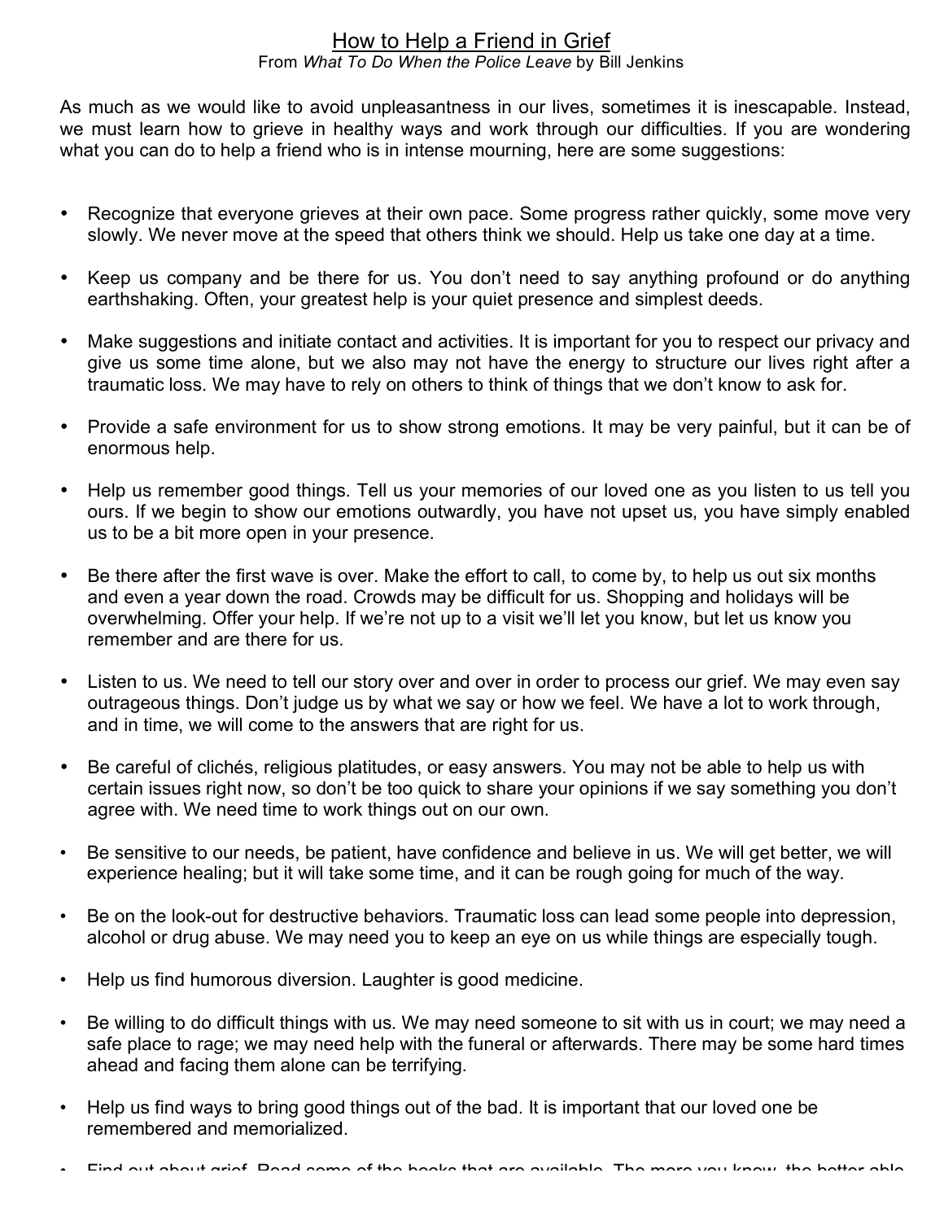# How to Help a Friend in Grief

From *What To Do When the Police Leave* by Bill Jenkins

As much as we would like to avoid unpleasantness in our lives, sometimes it is inescapable. Instead, we must learn how to grieve in healthy ways and work through our difficulties. If you are wondering what you can do to help a friend who is in intense mourning, here are some suggestions:

- Recognize that everyone grieves at their own pace. Some progress rather quickly, some move very slowly. We never move at the speed that others think we should. Help us take one day at a time.
- Keep us company and be there for us. You don't need to say anything profound or do anything earthshaking. Often, your greatest help is your quiet presence and simplest deeds.
- Make suggestions and initiate contact and activities. It is important for you to respect our privacy and give us some time alone, but we also may not have the energy to structure our lives right after a traumatic loss. We may have to rely on others to think of things that we don't know to ask for.
- Provide a safe environment for us to show strong emotions. It may be very painful, but it can be of enormous help.
- Help us remember good things. Tell us your memories of our loved one as you listen to us tell you ours. If we begin to show our emotions outwardly, you have not upset us, you have simply enabled us to be a bit more open in your presence.
- Be there after the first wave is over. Make the effort to call, to come by, to help us out six months and even a year down the road. Crowds may be difficult for us. Shopping and holidays will be overwhelming. Offer your help. If we're not up to a visit we'll let you know, but let us know you remember and are there for us.
- Listen to us. We need to tell our story over and over in order to process our grief. We may even say outrageous things. Don't judge us by what we say or how we feel. We have a lot to work through, and in time, we will come to the answers that are right for us.
- Be careful of clichés, religious platitudes, or easy answers. You may not be able to help us with certain issues right now, so don't be too quick to share your opinions if we say something you don't agree with. We need time to work things out on our own.
- Be sensitive to our needs, be patient, have confidence and believe in us. We will get better, we will experience healing; but it will take some time, and it can be rough going for much of the way.
- Be on the look-out for destructive behaviors. Traumatic loss can lead some people into depression, alcohol or drug abuse. We may need you to keep an eye on us while things are especially tough.
- Help us find humorous diversion. Laughter is good medicine.
- Be willing to do difficult things with us. We may need someone to sit with us in court; we may need a safe place to rage; we may need help with the funeral or afterwards. There may be some hard times ahead and facing them alone can be terrifying.
- Help us find ways to bring good things out of the bad. It is important that our loved one be remembered and memorialized.
- Find out about grief. Read some of the books that are available. The more you know, the better able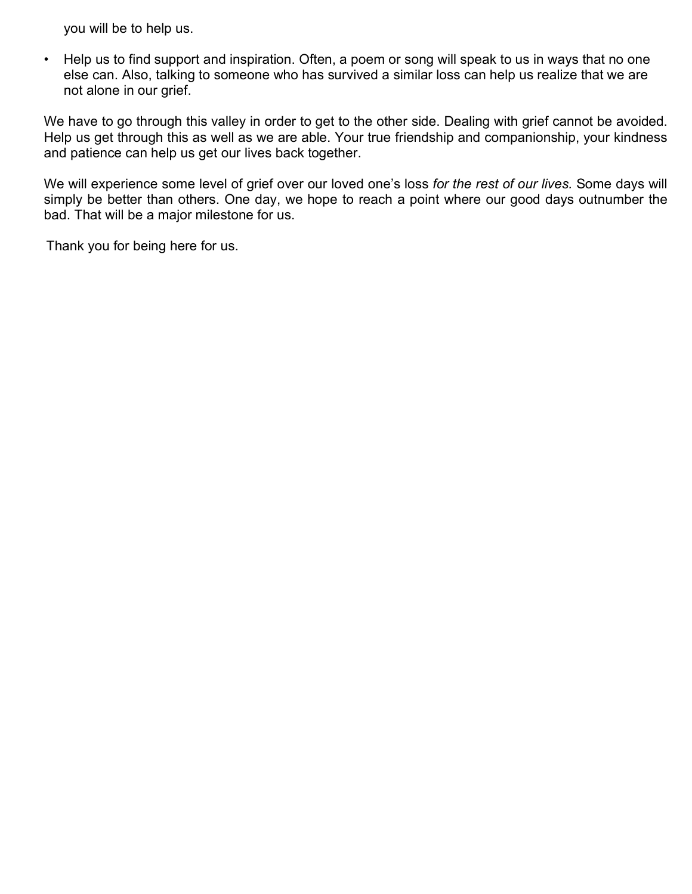you will be to help us.

- Help us to find support and inspiration. Often, a poem or song will speak to us in ways that no one else can. Also, talking to someone who has survived a similar loss can help us realize that we are not alone in our grief.

We have to go through this valley in order to get to the other side. Dealing with grief cannot be avoided. Help us get through this as well as we are able. Your true friendship and companionship, your kindness and patience can help us get our lives back together.

We will experience some level of grief over our loved one's loss *for the rest of our lives.* Some days will simply be better than others. One day, we hope to reach a point where our good days outnumber the bad. That will be a major milestone for us.

Thank you for being here for us.